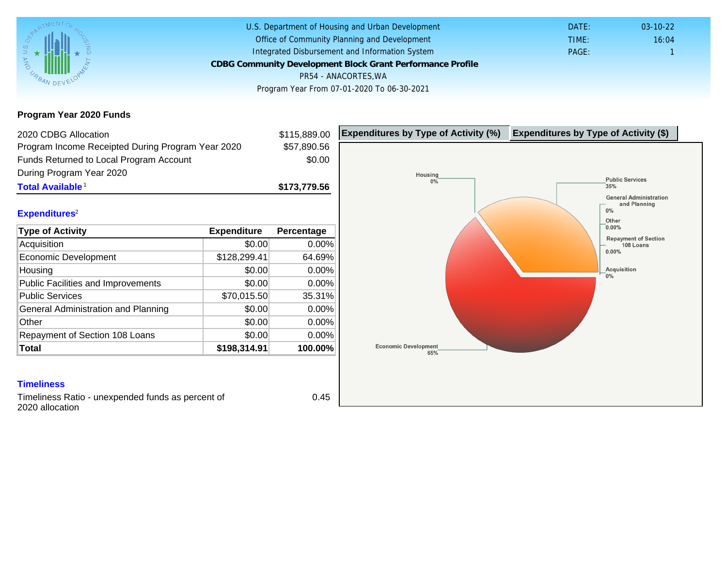U.S. Department of Housing and Urban Development
Office of Community Planning and Development
Integrated Disbursement and Information System

**CDBG Community Development Block Grant Performance Profile**

PR54 - ANACORTES,WA

Program Year From 07-01-2020 To 06-30-2021

DATE: 03-10-22
TIME: 16:04
PAGE: 1

## Program Year 2020 Funds

| | |
|---|---|
| 2020 CDBG Allocation | $115,889.00 |
| Program Income Receipted During Program Year 2020 | $57,890.56 |
| Funds Returned to Local Program Account During Program Year 2020 | $0.00 |
| **Total Available**[1] | **$173,779.56** |

### Expenditures[2]

| Type of Activity | Expenditure | Percentage |
|---|---|---|
| Acquisition | $0.00 | 0.00% |
| Economic Development | $128,299.41 | 64.69% |
| Housing | $0.00 | 0.00% |
| Public Facilities and Improvements | $0.00 | 0.00% |
| Public Services | $70,015.50 | 35.31% |
| General Administration and Planning | $0.00 | 0.00% |
| Other | $0.00 | 0.00% |
| Repayment of Section 108 Loans | $0.00 | 0.00% |
| **Total** | **$198,314.91** | **100.00%** |

**Expenditures by Type of Activity (%)** | **Expenditures by Type of Activity ($)**

Housing 0%
Public Services 35%
General Administration and Planning 0%
Other 0.00%
Repayment of Section 108 Loans 0.00%
Acquisition 0%
Economic Development 65%

### Timeliness

| | |
|---|---|
| Timeliness Ratio - unexpended funds as percent of 2020 allocation | 0.45 |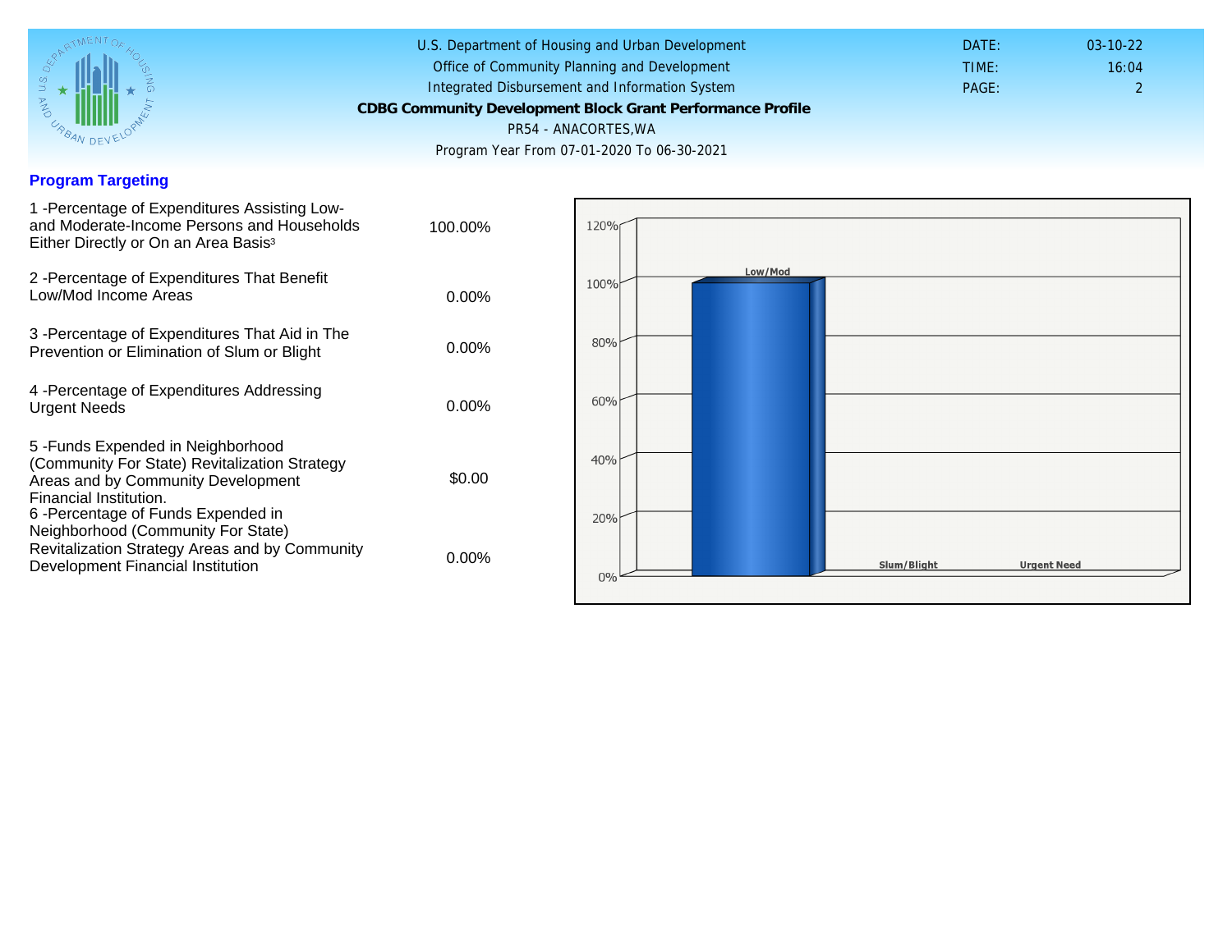U.S. Department of Housing and Urban Development
Office of Community Planning and Development
Integrated Disbursement and Information System

**CDBG Community Development Block Grant Performance Profile**

PR54 - ANACORTES,WA

Program Year From 07-01-2020 To 06-30-2021

DATE: 03-10-22
TIME: 16:04
PAGE: 2

## Program Targeting

| | |
|---|---|
| 1 -Percentage of Expenditures Assisting Low- and Moderate-Income Persons and Households Either Directly or On an Area Basis[3] | 100.00% |
| 2 -Percentage of Expenditures That Benefit Low/Mod Income Areas | 0.00% |
| 3 -Percentage of Expenditures That Aid in The Prevention or Elimination of Slum or Blight | 0.00% |
| 4 -Percentage of Expenditures Addressing Urgent Needs | 0.00% |
| 5 -Funds Expended in Neighborhood (Community For State) Revitalization Strategy Areas and by Community Development Financial Institution. | $0.00 |
| 6 -Percentage of Funds Expended in Neighborhood (Community For State) Revitalization Strategy Areas and by Community Development Financial Institution | 0.00% |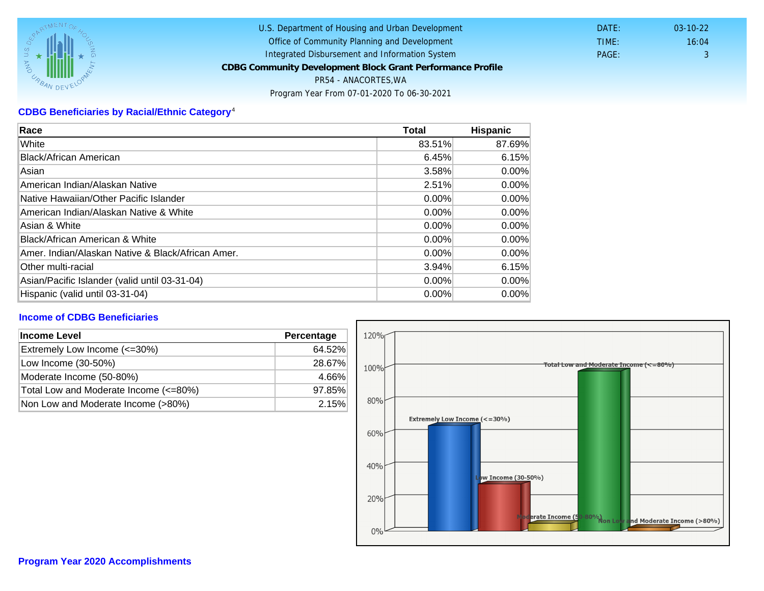U.S. Department of Housing and Urban Development
Office of Community Planning and Development
Integrated Disbursement and Information System
**CDBG Community Development Block Grant Performance Profile**
PR54 - ANACORTES,WA
Program Year From 07-01-2020 To 06-30-2021

DATE: 03-10-22
TIME: 16:04
PAGE: 3

## CDBG Beneficiaries by Racial/Ethnic Category[4]

| Race | Total | Hispanic |
|---|---|---|
| White | 83.51% | 87.69% |
| Black/African American | 6.45% | 6.15% |
| Asian | 3.58% | 0.00% |
| American Indian/Alaskan Native | 2.51% | 0.00% |
| Native Hawaiian/Other Pacific Islander | 0.00% | 0.00% |
| American Indian/Alaskan Native & White | 0.00% | 0.00% |
| Asian & White | 0.00% | 0.00% |
| Black/African American & White | 0.00% | 0.00% |
| Amer. Indian/Alaskan Native & Black/African Amer. | 0.00% | 0.00% |
| Other multi-racial | 3.94% | 6.15% |
| Asian/Pacific Islander (valid until 03-31-04) | 0.00% | 0.00% |
| Hispanic (valid until 03-31-04) | 0.00% | 0.00% |

## Income of CDBG Beneficiaries

| Income Level | Percentage |
|---|---|
| Extremely Low Income (<=30%) | 64.52% |
| Low Income (30-50%) | 28.67% |
| Moderate Income (50-80%) | 4.66% |
| Total Low and Moderate Income (<=80%) | 97.85% |
| Non Low and Moderate Income (>80%) | 2.15% |

## Program Year 2020 Accomplishments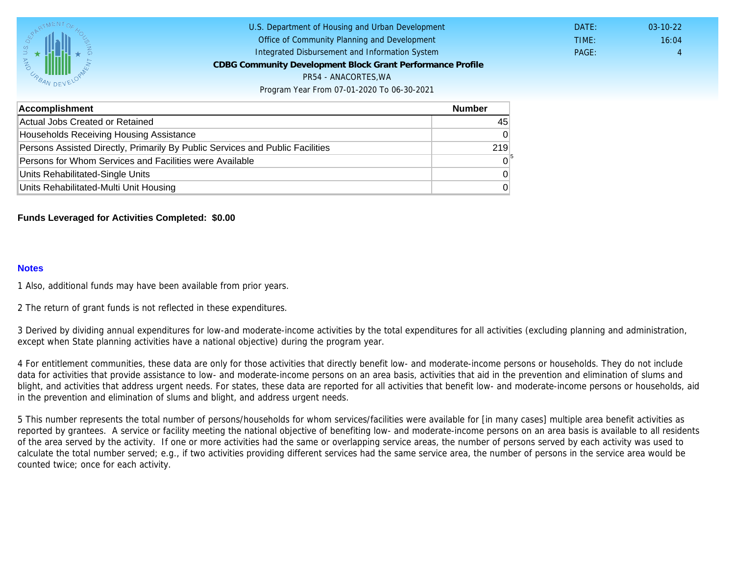U.S. Department of Housing and Urban Development
Office of Community Planning and Development
Integrated Disbursement and Information System

**CDBG Community Development Block Grant Performance Profile**

PR54 - ANACORTES,WA

Program Year From 07-01-2020 To 06-30-2021

| Accomplishment | Number |
|---|---|
| Actual Jobs Created or Retained | 45 |
| Households Receiving Housing Assistance | 0 |
| Persons Assisted Directly, Primarily By Public Services and Public Facilities | 219 |
| Persons for Whom Services and Facilities were Available | 0[5] |
| Units Rehabilitated-Single Units | 0 |
| Units Rehabilitated-Multi Unit Housing | 0 |

**Funds Leveraged for Activities Completed: $0.00**

## Notes

1 Also, additional funds may have been available from prior years.

2 The return of grant funds is not reflected in these expenditures.

3 Derived by dividing annual expenditures for low-and moderate-income activities by the total expenditures for all activities (excluding planning and administration, except when State planning activities have a national objective) during the program year.

4 For entitlement communities, these data are only for those activities that directly benefit low- and moderate-income persons or households. They do not include data for activities that provide assistance to low- and moderate-income persons on an area basis, activities that aid in the prevention and elimination of slums and blight, and activities that address urgent needs. For states, these data are reported for all activities that benefit low- and moderate-income persons or households, aid in the prevention and elimination of slums and blight, and address urgent needs.

5 This number represents the total number of persons/households for whom services/facilities were available for [in many cases] multiple area benefit activities as reported by grantees. A service or facility meeting the national objective of benefiting low- and moderate-income persons on an area basis is available to all residents of the area served by the activity. If one or more activities had the same or overlapping service areas, the number of persons served by each activity was used to calculate the total number served; e.g., if two activities providing different services had the same service area, the number of persons in the service area would be counted twice; once for each activity.